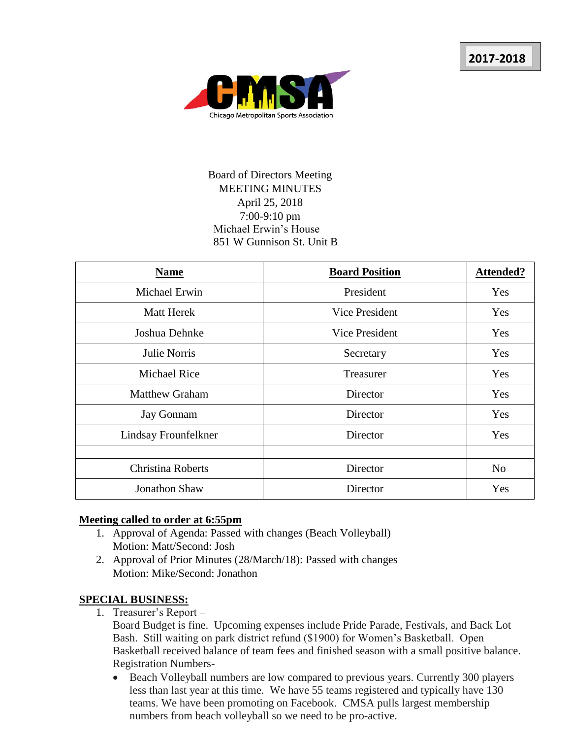**2017-2018**

Chicago Metropolitan Sports Association

Board of Directors Meeting
MEETING MINUTES
April 25, 2018
7:00-9:10 pm
Michael Erwin's House
851 W Gunnison St. Unit B

| Name | Board Position | Attended? |
|---|---|---|
| Michael Erwin | President | Yes |
| Matt Herek | Vice President | Yes |
| Joshua Dehnke | Vice President | Yes |
| Julie Norris | Secretary | Yes |
| Michael Rice | Treasurer | Yes |
| Matthew Graham | Director | Yes |
| Jay Gonnam | Director | Yes |
| Lindsay Frounfelkner | Director | Yes |
| | | |
| Christina Roberts | Director | No |
| Jonathon Shaw | Director | Yes |

**Meeting called to order at 6:55pm**

1. Approval of Agenda: Passed with changes (Beach Volleyball)
   Motion: Matt/Second: Josh
2. Approval of Prior Minutes (28/March/18): Passed with changes
   Motion: Mike/Second: Jonathon

**SPECIAL BUSINESS:**

1. Treasurer's Report –
   Board Budget is fine. Upcoming expenses include Pride Parade, Festivals, and Back Lot Bash. Still waiting on park district refund ($1900) for Women's Basketball. Open Basketball received balance of team fees and finished season with a small positive balance.
   Registration Numbers-
   - Beach Volleyball numbers are low compared to previous years. Currently 300 players less than last year at this time. We have 55 teams registered and typically have 130 teams. We have been promoting on Facebook. CMSA pulls largest membership numbers from beach volleyball so we need to be pro-active.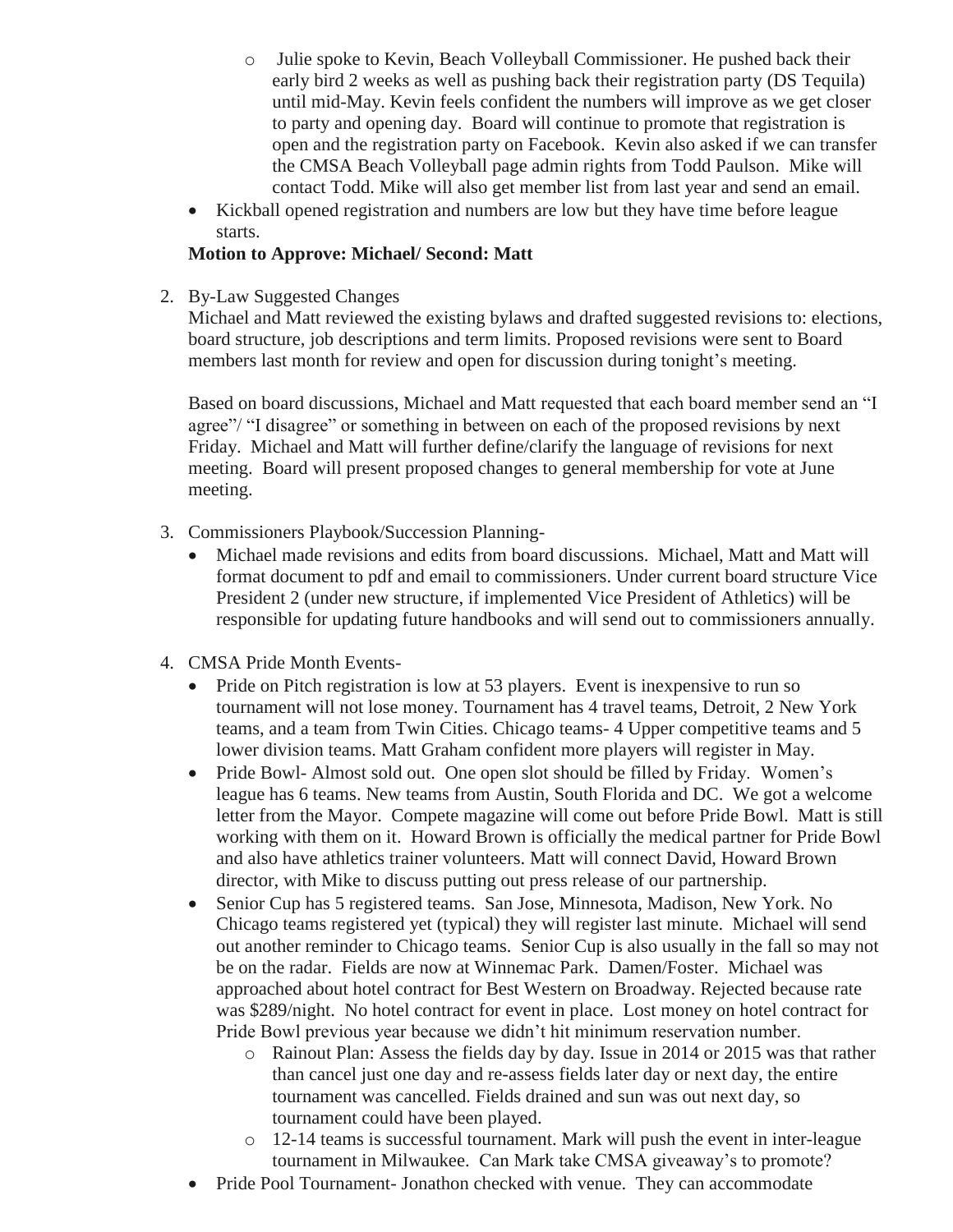- Julie spoke to Kevin, Beach Volleyball Commissioner. He pushed back their early bird 2 weeks as well as pushing back their registration party (DS Tequila) until mid-May. Kevin feels confident the numbers will improve as we get closer to party and opening day. Board will continue to promote that registration is open and the registration party on Facebook. Kevin also asked if we can transfer the CMSA Beach Volleyball page admin rights from Todd Paulson. Mike will contact Todd. Mike will also get member list from last year and send an email.
- Kickball opened registration and numbers are low but they have time before league starts.

**Motion to Approve: Michael/ Second: Matt**

2. By-Law Suggested Changes

   Michael and Matt reviewed the existing bylaws and drafted suggested revisions to: elections, board structure, job descriptions and term limits. Proposed revisions were sent to Board members last month for review and open for discussion during tonight's meeting.

   Based on board discussions, Michael and Matt requested that each board member send an "I agree"/ "I disagree" or something in between on each of the proposed revisions by next Friday. Michael and Matt will further define/clarify the language of revisions for next meeting. Board will present proposed changes to general membership for vote at June meeting.

3. Commissioners Playbook/Succession Planning-
   - Michael made revisions and edits from board discussions. Michael, Matt and Matt will format document to pdf and email to commissioners. Under current board structure Vice President 2 (under new structure, if implemented Vice President of Athletics) will be responsible for updating future handbooks and will send out to commissioners annually.

4. CMSA Pride Month Events-
   - Pride on Pitch registration is low at 53 players. Event is inexpensive to run so tournament will not lose money. Tournament has 4 travel teams, Detroit, 2 New York teams, and a team from Twin Cities. Chicago teams- 4 Upper competitive teams and 5 lower division teams. Matt Graham confident more players will register in May.
   - Pride Bowl- Almost sold out. One open slot should be filled by Friday. Women's league has 6 teams. New teams from Austin, South Florida and DC. We got a welcome letter from the Mayor. Compete magazine will come out before Pride Bowl. Matt is still working with them on it. Howard Brown is officially the medical partner for Pride Bowl and also have athletics trainer volunteers. Matt will connect David, Howard Brown director, with Mike to discuss putting out press release of our partnership.
   - Senior Cup has 5 registered teams. San Jose, Minnesota, Madison, New York. No Chicago teams registered yet (typical) they will register last minute. Michael will send out another reminder to Chicago teams. Senior Cup is also usually in the fall so may not be on the radar. Fields are now at Winnemac Park. Damen/Foster. Michael was approached about hotel contract for Best Western on Broadway. Rejected because rate was $289/night. No hotel contract for event in place. Lost money on hotel contract for Pride Bowl previous year because we didn't hit minimum reservation number.
     - Rainout Plan: Assess the fields day by day. Issue in 2014 or 2015 was that rather than cancel just one day and re-assess fields later day or next day, the entire tournament was cancelled. Fields drained and sun was out next day, so tournament could have been played.
     - 12-14 teams is successful tournament. Mark will push the event in inter-league tournament in Milwaukee. Can Mark take CMSA giveaway's to promote?
   - Pride Pool Tournament- Jonathon checked with venue. They can accommodate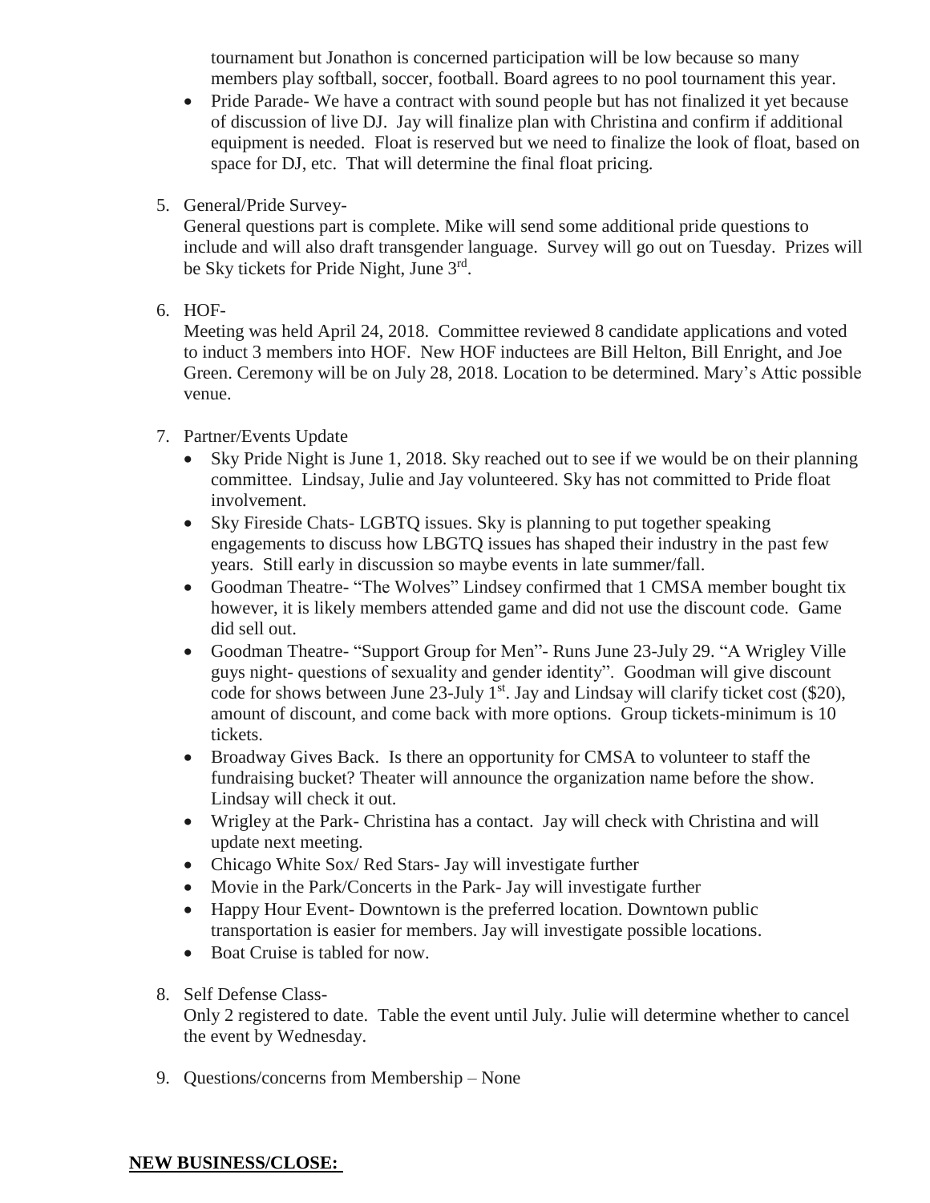tournament but Jonathon is concerned participation will be low because so many members play softball, soccer, football. Board agrees to no pool tournament this year.

- Pride Parade- We have a contract with sound people but has not finalized it yet because of discussion of live DJ. Jay will finalize plan with Christina and confirm if additional equipment is needed. Float is reserved but we need to finalize the look of float, based on space for DJ, etc. That will determine the final float pricing.

5. General/Pride Survey-

   General questions part is complete. Mike will send some additional pride questions to include and will also draft transgender language. Survey will go out on Tuesday. Prizes will be Sky tickets for Pride Night, June 3rd.

6. HOF-

   Meeting was held April 24, 2018. Committee reviewed 8 candidate applications and voted to induct 3 members into HOF. New HOF inductees are Bill Helton, Bill Enright, and Joe Green. Ceremony will be on July 28, 2018. Location to be determined. Mary's Attic possible venue.

7. Partner/Events Update

   - Sky Pride Night is June 1, 2018. Sky reached out to see if we would be on their planning committee. Lindsay, Julie and Jay volunteered. Sky has not committed to Pride float involvement.
   - Sky Fireside Chats- LGBTQ issues. Sky is planning to put together speaking engagements to discuss how LBGTQ issues has shaped their industry in the past few years. Still early in discussion so maybe events in late summer/fall.
   - Goodman Theatre- "The Wolves" Lindsey confirmed that 1 CMSA member bought tix however, it is likely members attended game and did not use the discount code. Game did sell out.
   - Goodman Theatre- "Support Group for Men"- Runs June 23-July 29. "A Wrigley Ville guys night- questions of sexuality and gender identity". Goodman will give discount code for shows between June 23-July 1st. Jay and Lindsay will clarify ticket cost ($20), amount of discount, and come back with more options. Group tickets-minimum is 10 tickets.
   - Broadway Gives Back. Is there an opportunity for CMSA to volunteer to staff the fundraising bucket? Theater will announce the organization name before the show. Lindsay will check it out.
   - Wrigley at the Park- Christina has a contact. Jay will check with Christina and will update next meeting.
   - Chicago White Sox/ Red Stars- Jay will investigate further
   - Movie in the Park/Concerts in the Park- Jay will investigate further
   - Happy Hour Event- Downtown is the preferred location. Downtown public transportation is easier for members. Jay will investigate possible locations.
   - Boat Cruise is tabled for now.

8. Self Defense Class-

   Only 2 registered to date. Table the event until July. Julie will determine whether to cancel the event by Wednesday.

9. Questions/concerns from Membership – None

**NEW BUSINESS/CLOSE:**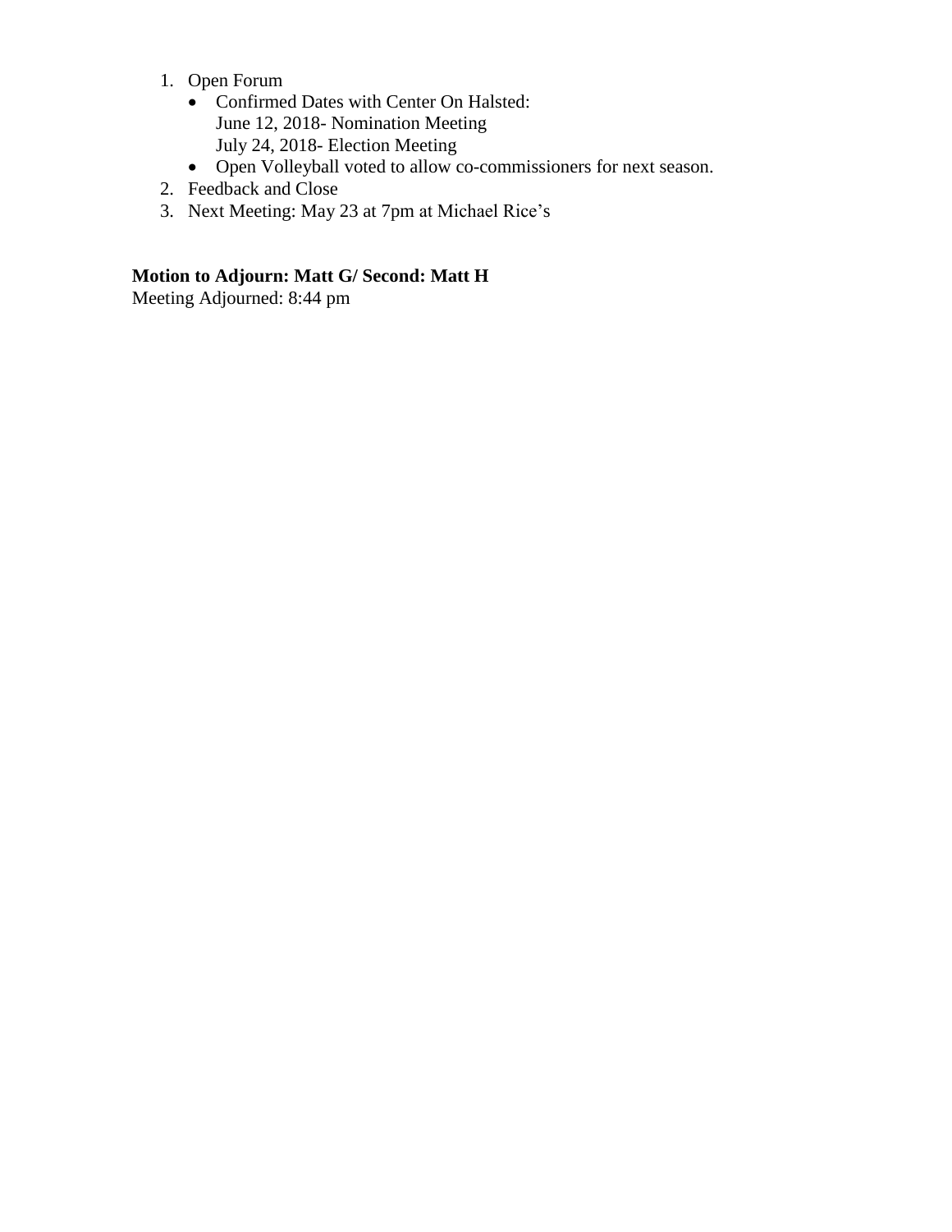1. Open Forum
   - Confirmed Dates with Center On Halsted:
     June 12, 2018- Nomination Meeting
     July 24, 2018- Election Meeting
   - Open Volleyball voted to allow co-commissioners for next season.
2. Feedback and Close
3. Next Meeting: May 23 at 7pm at Michael Rice's

**Motion to Adjourn: Matt G/ Second: Matt H**
Meeting Adjourned: 8:44 pm